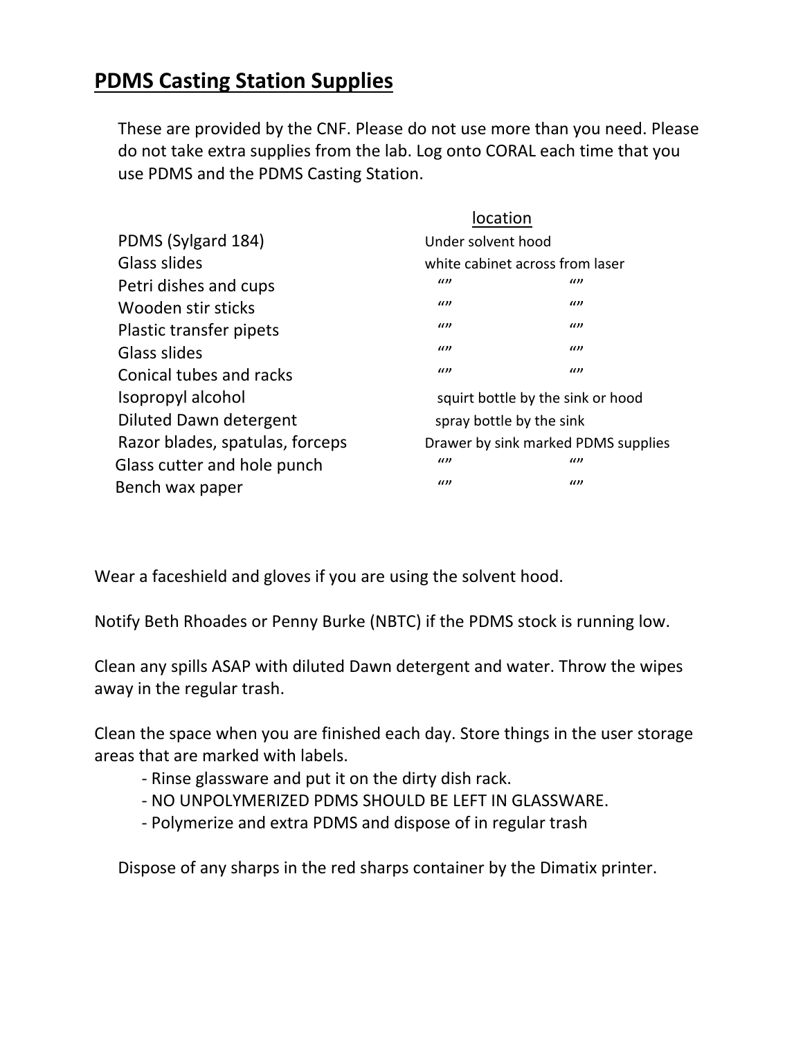## PDMS Casting Station Supplies

These are provided by the CNF. Please do not use more than you need. Please do not take extra supplies from the lab. Log onto CORAL each time that you use PDMS and the PDMS Casting Station.

| | location |
|---|---|
| PDMS (Sylgard 184) | Under solvent hood |
| Glass slides | white cabinet across from laser |
| Petri dishes and cups | “” “” |
| Wooden stir sticks | “” “” |
| Plastic transfer pipets | “” “” |
| Glass slides | “” “” |
| Conical tubes and racks | “” “” |
| Isopropyl alcohol | squirt bottle by the sink or hood |
| Diluted Dawn detergent | spray bottle by the sink |
| Razor blades, spatulas, forceps | Drawer by sink marked PDMS supplies |
| Glass cutter and hole punch | “” “” |
| Bench wax paper | “” “” |

Wear a faceshield and gloves if you are using the solvent hood.

Notify Beth Rhoades or Penny Burke (NBTC) if the PDMS stock is running low.

Clean any spills ASAP with diluted Dawn detergent and water. Throw the wipes away in the regular trash.

Clean the space when you are finished each day. Store things in the user storage areas that are marked with labels.

- Rinse glassware and put it on the dirty dish rack.
- NO UNPOLYMERIZED PDMS SHOULD BE LEFT IN GLASSWARE.
- Polymerize and extra PDMS and dispose of in regular trash

Dispose of any sharps in the red sharps container by the Dimatix printer.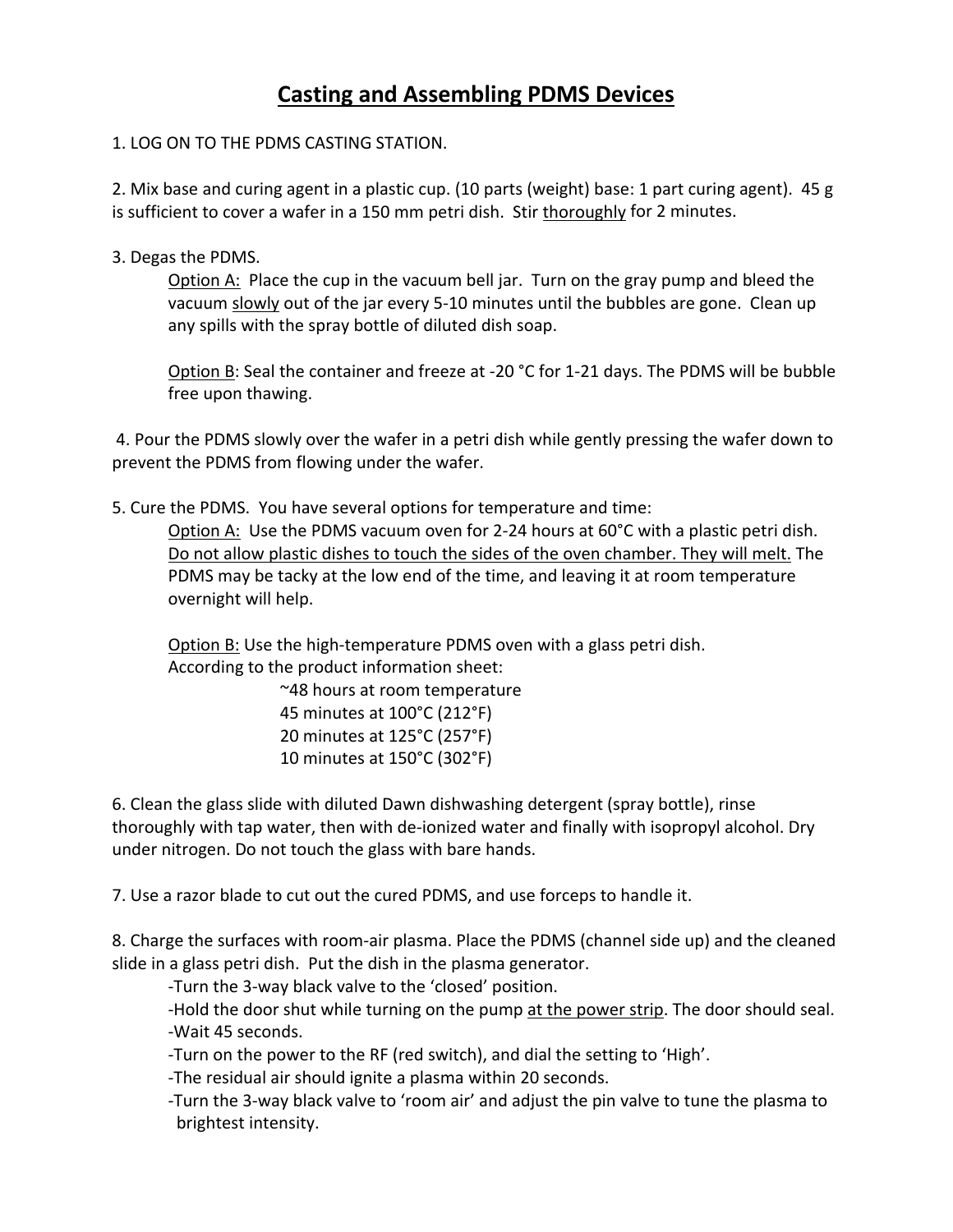# <u>Casting and Assembling PDMS Devices</u>

1. LOG ON TO THE PDMS CASTING STATION.

2. Mix base and curing agent in a plastic cup. (10 parts (weight) base: 1 part curing agent). 45 g is sufficient to cover a wafer in a 150 mm petri dish. Stir <u>thoroughly</u> for 2 minutes.

3. Degas the PDMS.

   <u>Option A:</u> Place the cup in the vacuum bell jar. Turn on the gray pump and bleed the vacuum <u>slowly</u> out of the jar every 5-10 minutes until the bubbles are gone. Clean up any spills with the spray bottle of diluted dish soap.

   <u>Option B</u>: Seal the container and freeze at -20 °C for 1-21 days. The PDMS will be bubble free upon thawing.

4. Pour the PDMS slowly over the wafer in a petri dish while gently pressing the wafer down to prevent the PDMS from flowing under the wafer.

5. Cure the PDMS. You have several options for temperature and time:

   <u>Option A:</u> Use the PDMS vacuum oven for 2-24 hours at 60°C with a plastic petri dish. <u>Do not allow plastic dishes to touch the sides of the oven chamber. They will melt.</u> The PDMS may be tacky at the low end of the time, and leaving it at room temperature overnight will help.

   <u>Option B:</u> Use the high-temperature PDMS oven with a glass petri dish. According to the product information sheet:

   ~48 hours at room temperature
   45 minutes at 100°C (212°F)
   20 minutes at 125°C (257°F)
   10 minutes at 150°C (302°F)

6. Clean the glass slide with diluted Dawn dishwashing detergent (spray bottle), rinse thoroughly with tap water, then with de-ionized water and finally with isopropyl alcohol. Dry under nitrogen. Do not touch the glass with bare hands.

7. Use a razor blade to cut out the cured PDMS, and use forceps to handle it.

8. Charge the surfaces with room-air plasma. Place the PDMS (channel side up) and the cleaned slide in a glass petri dish. Put the dish in the plasma generator.

   -Turn the 3-way black valve to the 'closed' position.
   -Hold the door shut while turning on the pump <u>at the power strip</u>. The door should seal.
   -Wait 45 seconds.
   -Turn on the power to the RF (red switch), and dial the setting to 'High'.
   -The residual air should ignite a plasma within 20 seconds.
   -Turn the 3-way black valve to 'room air' and adjust the pin valve to tune the plasma to brightest intensity.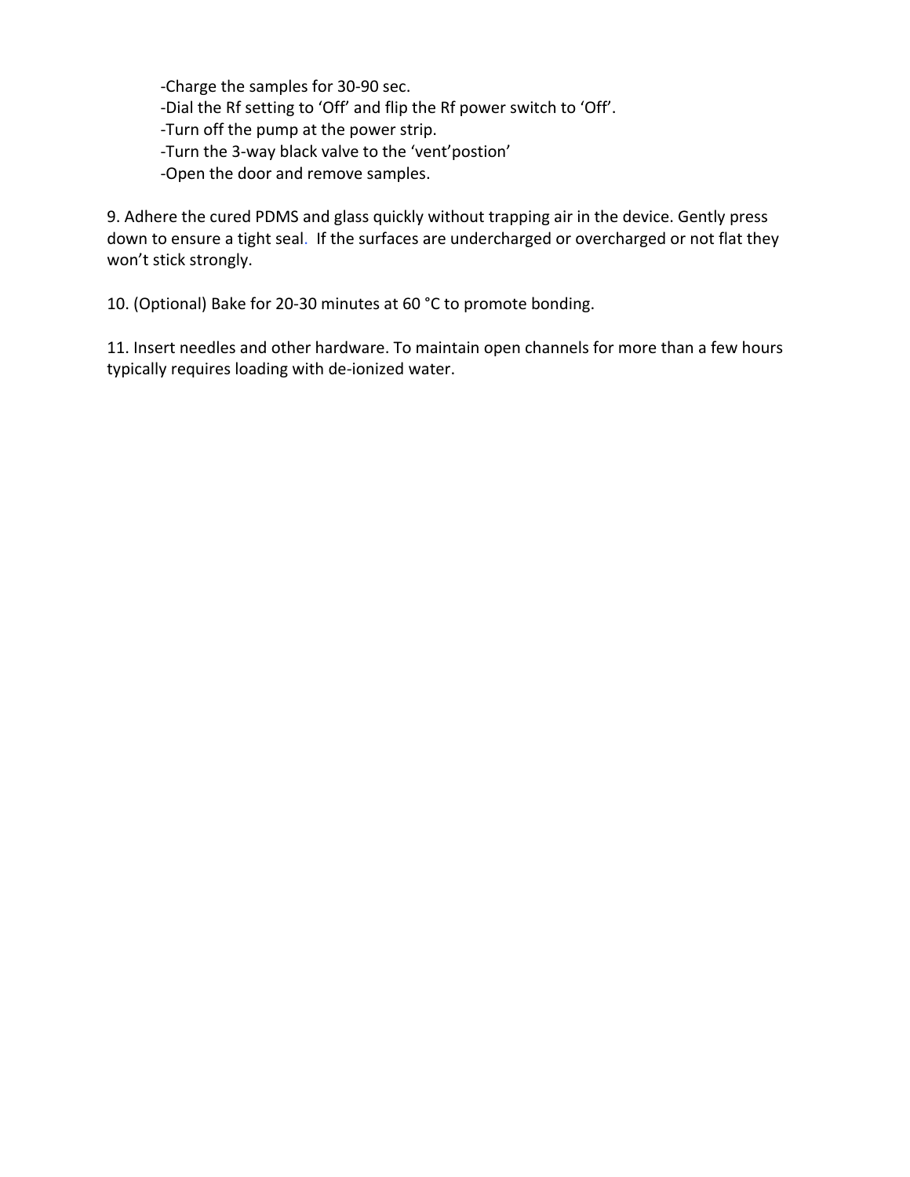-Charge the samples for 30-90 sec.
-Dial the Rf setting to 'Off' and flip the Rf power switch to 'Off'.
-Turn off the pump at the power strip.
-Turn the 3-way black valve to the 'vent'postion'
-Open the door and remove samples.

9. Adhere the cured PDMS and glass quickly without trapping air in the device. Gently press down to ensure a tight seal. If the surfaces are undercharged or overcharged or not flat they won't stick strongly.

10. (Optional) Bake for 20-30 minutes at 60 °C to promote bonding.

11. Insert needles and other hardware. To maintain open channels for more than a few hours typically requires loading with de-ionized water.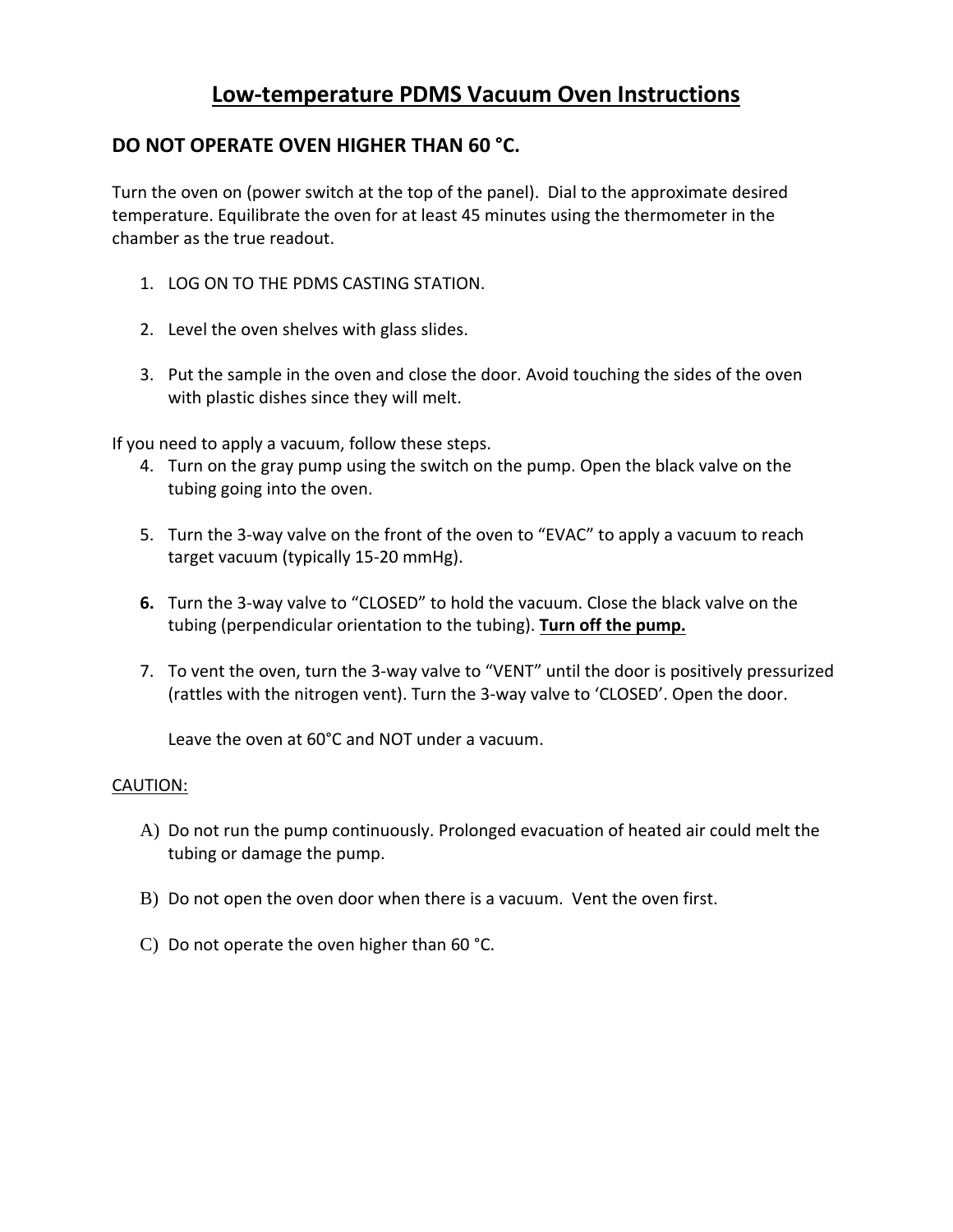# Low-temperature PDMS Vacuum Oven Instructions

## DO NOT OPERATE OVEN HIGHER THAN 60 °C.

Turn the oven on (power switch at the top of the panel). Dial to the approximate desired temperature. Equilibrate the oven for at least 45 minutes using the thermometer in the chamber as the true readout.

1. LOG ON TO THE PDMS CASTING STATION.

2. Level the oven shelves with glass slides.

3. Put the sample in the oven and close the door. Avoid touching the sides of the oven with plastic dishes since they will melt.

If you need to apply a vacuum, follow these steps.

4. Turn on the gray pump using the switch on the pump. Open the black valve on the tubing going into the oven.

5. Turn the 3-way valve on the front of the oven to "EVAC" to apply a vacuum to reach target vacuum (typically 15-20 mmHg).

6. Turn the 3-way valve to "CLOSED" to hold the vacuum. Close the black valve on the tubing (perpendicular orientation to the tubing). **Turn off the pump.**

7. To vent the oven, turn the 3-way valve to "VENT" until the door is positively pressurized (rattles with the nitrogen vent). Turn the 3-way valve to 'CLOSED'. Open the door.

   Leave the oven at 60°C and NOT under a vacuum.

CAUTION:

A) Do not run the pump continuously. Prolonged evacuation of heated air could melt the tubing or damage the pump.

B) Do not open the oven door when there is a vacuum. Vent the oven first.

C) Do not operate the oven higher than 60 °C.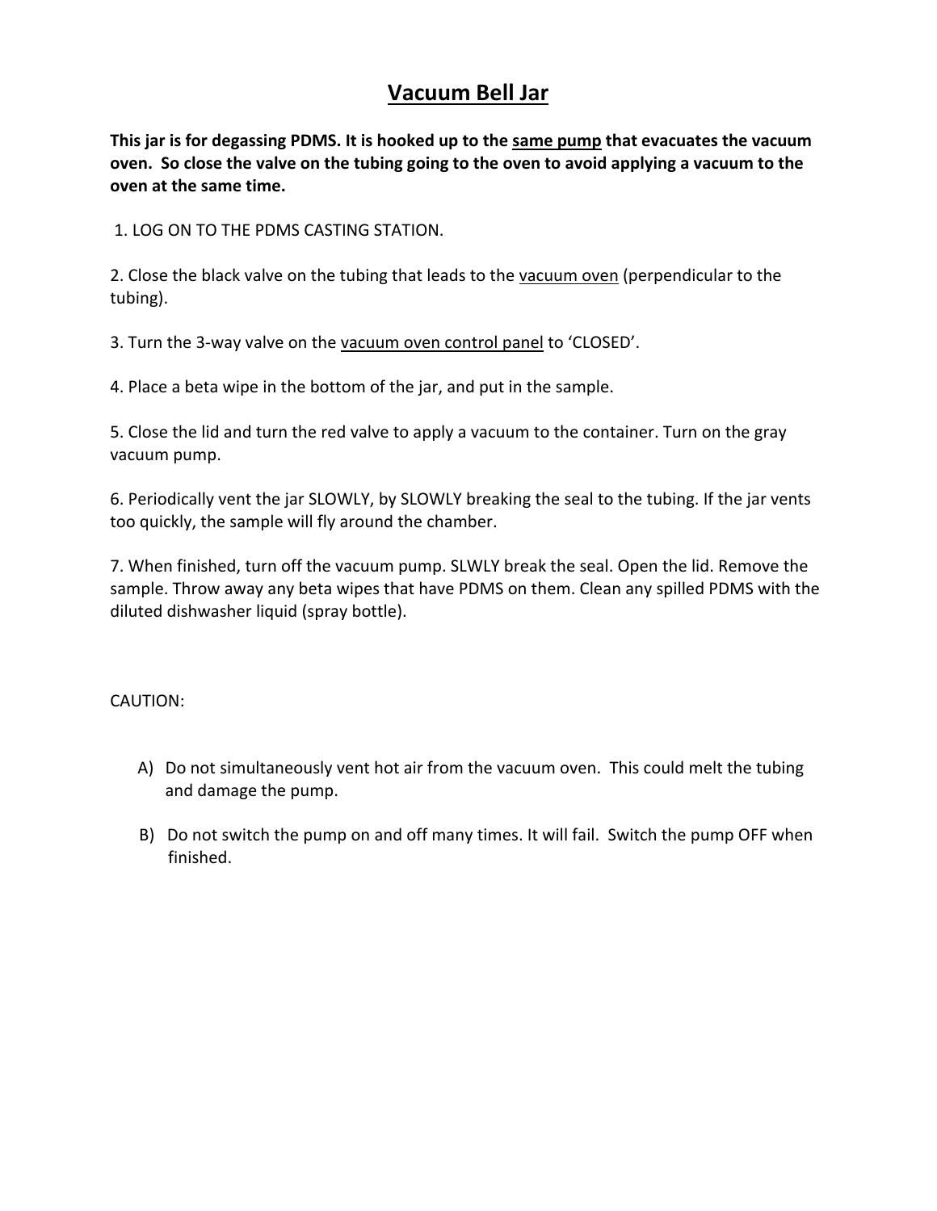# <u>Vacuum Bell Jar</u>

**This jar is for degassing PDMS. It is hooked up to the <u>same pump</u> that evacuates the vacuum oven. So close the valve on the tubing going to the oven to avoid applying a vacuum to the oven at the same time.**

1. LOG ON TO THE PDMS CASTING STATION.

2. Close the black valve on the tubing that leads to the <u>vacuum oven</u> (perpendicular to the tubing).

3. Turn the 3-way valve on the <u>vacuum oven control panel</u> to 'CLOSED'.

4. Place a beta wipe in the bottom of the jar, and put in the sample.

5. Close the lid and turn the red valve to apply a vacuum to the container. Turn on the gray vacuum pump.

6. Periodically vent the jar SLOWLY, by SLOWLY breaking the seal to the tubing. If the jar vents too quickly, the sample will fly around the chamber.

7. When finished, turn off the vacuum pump. SLWLY break the seal. Open the lid. Remove the sample. Throw away any beta wipes that have PDMS on them. Clean any spilled PDMS with the diluted dishwasher liquid (spray bottle).

CAUTION:

A) Do not simultaneously vent hot air from the vacuum oven. This could melt the tubing and damage the pump.

B) Do not switch the pump on and off many times. It will fail. Switch the pump OFF when finished.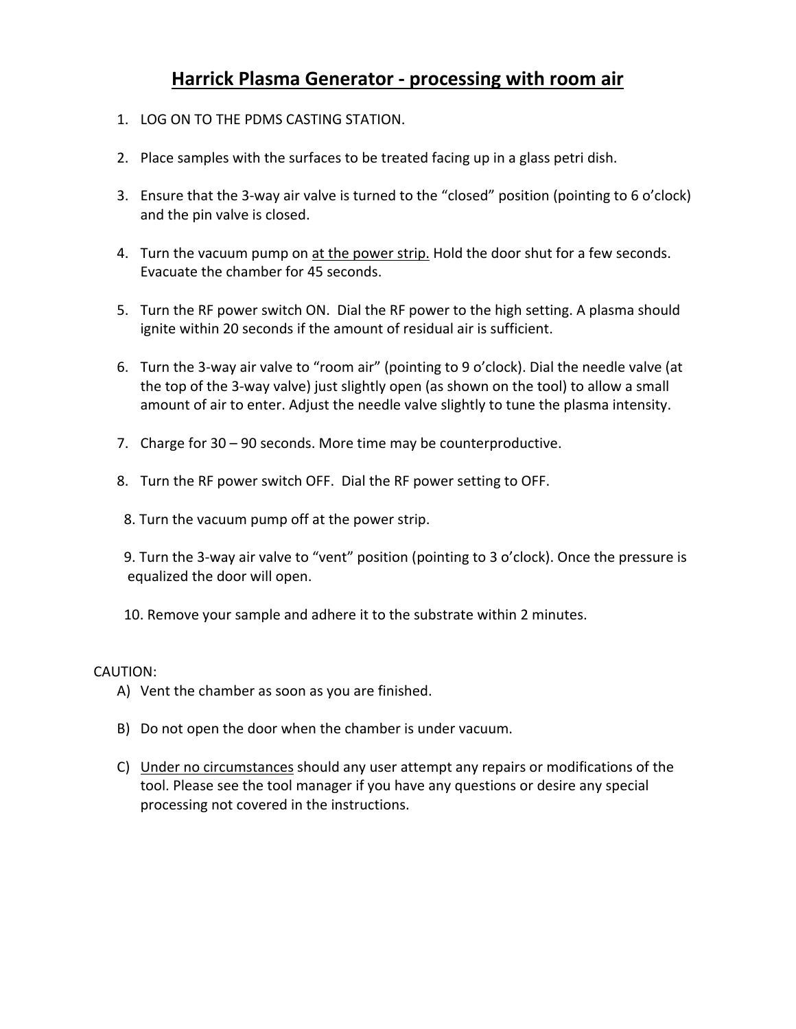# Harrick Plasma Generator - processing with room air

1. LOG ON TO THE PDMS CASTING STATION.

2. Place samples with the surfaces to be treated facing up in a glass petri dish.

3. Ensure that the 3-way air valve is turned to the "closed" position (pointing to 6 o'clock) and the pin valve is closed.

4. Turn the vacuum pump on at the power strip. Hold the door shut for a few seconds. Evacuate the chamber for 45 seconds.

5. Turn the RF power switch ON. Dial the RF power to the high setting. A plasma should ignite within 20 seconds if the amount of residual air is sufficient.

6. Turn the 3-way air valve to "room air" (pointing to 9 o'clock). Dial the needle valve (at the top of the 3-way valve) just slightly open (as shown on the tool) to allow a small amount of air to enter. Adjust the needle valve slightly to tune the plasma intensity.

7. Charge for 30 – 90 seconds. More time may be counterproductive.

8. Turn the RF power switch OFF. Dial the RF power setting to OFF.

8. Turn the vacuum pump off at the power strip.

9. Turn the 3-way air valve to "vent" position (pointing to 3 o'clock). Once the pressure is equalized the door will open.

10. Remove your sample and adhere it to the substrate within 2 minutes.

CAUTION:

A) Vent the chamber as soon as you are finished.

B) Do not open the door when the chamber is under vacuum.

C) Under no circumstances should any user attempt any repairs or modifications of the tool. Please see the tool manager if you have any questions or desire any special processing not covered in the instructions.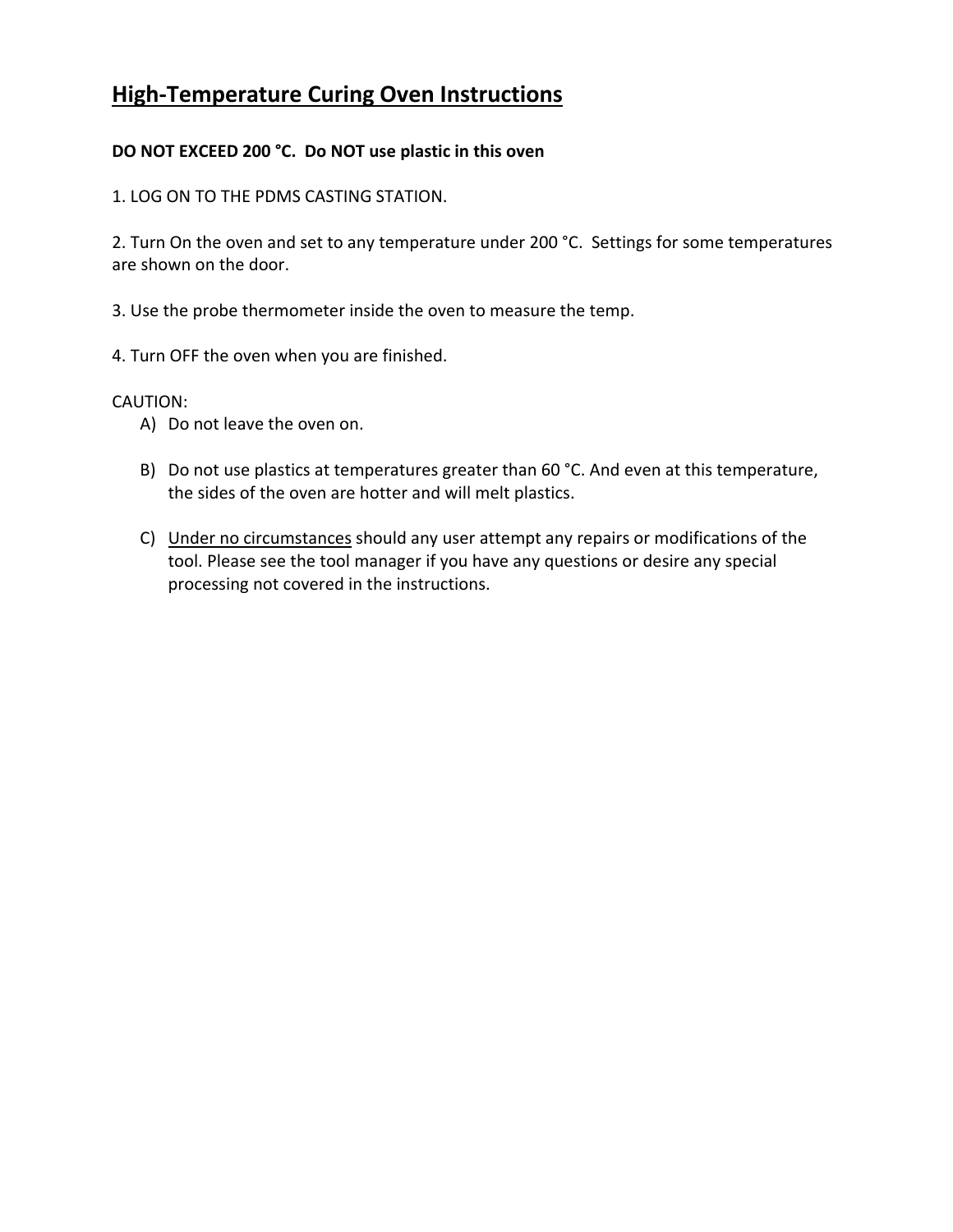# <u>High-Temperature Curing Oven Instructions</u>

**DO NOT EXCEED 200 °C. Do NOT use plastic in this oven**

1. LOG ON TO THE PDMS CASTING STATION.

2. Turn On the oven and set to any temperature under 200 °C. Settings for some temperatures are shown on the door.

3. Use the probe thermometer inside the oven to measure the temp.

4. Turn OFF the oven when you are finished.

CAUTION:

A) Do not leave the oven on.

B) Do not use plastics at temperatures greater than 60 °C. And even at this temperature, the sides of the oven are hotter and will melt plastics.

C) <u>Under no circumstances</u> should any user attempt any repairs or modifications of the tool. Please see the tool manager if you have any questions or desire any special processing not covered in the instructions.